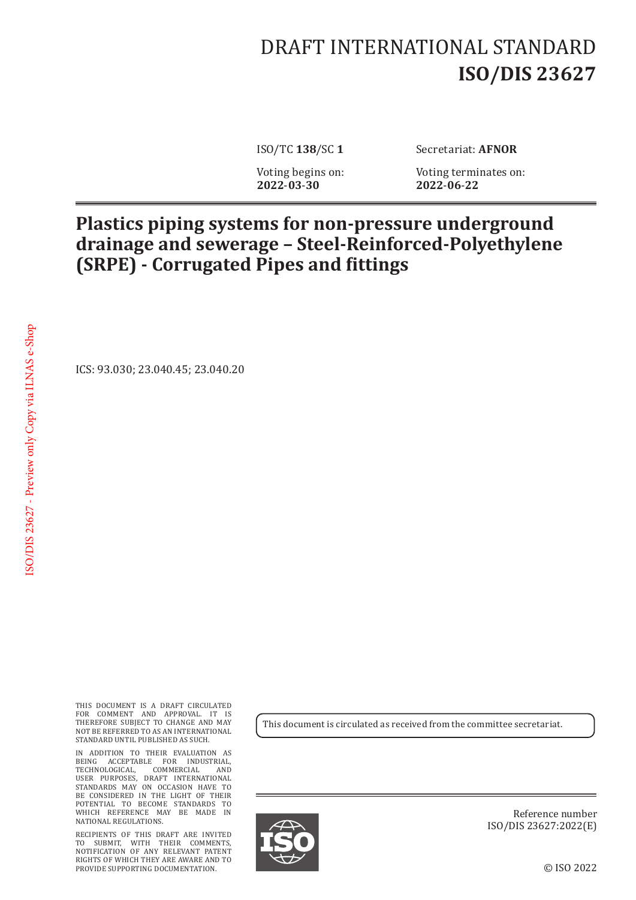# DRAFT INTERNATIONAL STANDARD
# **ISO/DIS 23627**

ISO/TC **138**/SC **1**

Secretariat: **AFNOR**

Voting begins on:
**2022-03-30**

Voting terminates on:
**2022-06-22**

## **Plastics piping systems for non-pressure underground drainage and sewerage – Steel-Reinforced-Polyethylene (SRPE) - Corrugated Pipes and fittings**

ICS: 93.030; 23.040.45; 23.040.20

ISO/DIS 23627 - Preview only Copy via ILNAS e-Shop

THIS DOCUMENT IS A DRAFT CIRCULATED FOR COMMENT AND APPROVAL. IT IS THEREFORE SUBJECT TO CHANGE AND MAY NOT BE REFERRED TO AS AN INTERNATIONAL STANDARD UNTIL PUBLISHED AS SUCH.

IN ADDITION TO THEIR EVALUATION AS BEING ACCEPTABLE FOR INDUSTRIAL, TECHNOLOGICAL, COMMERCIAL AND USER PURPOSES, DRAFT INTERNATIONAL STANDARDS MAY ON OCCASION HAVE TO BE CONSIDERED IN THE LIGHT OF THEIR POTENTIAL TO BECOME STANDARDS TO WHICH REFERENCE MAY BE MADE IN NATIONAL REGULATIONS.

RECIPIENTS OF THIS DRAFT ARE INVITED TO SUBMIT, WITH THEIR COMMENTS, NOTIFICATION OF ANY RELEVANT PATENT RIGHTS OF WHICH THEY ARE AWARE AND TO PROVIDE SUPPORTING DOCUMENTATION.

This document is circulated as received from the committee secretariat.

Reference number
ISO/DIS 23627:2022(E)

© ISO 2022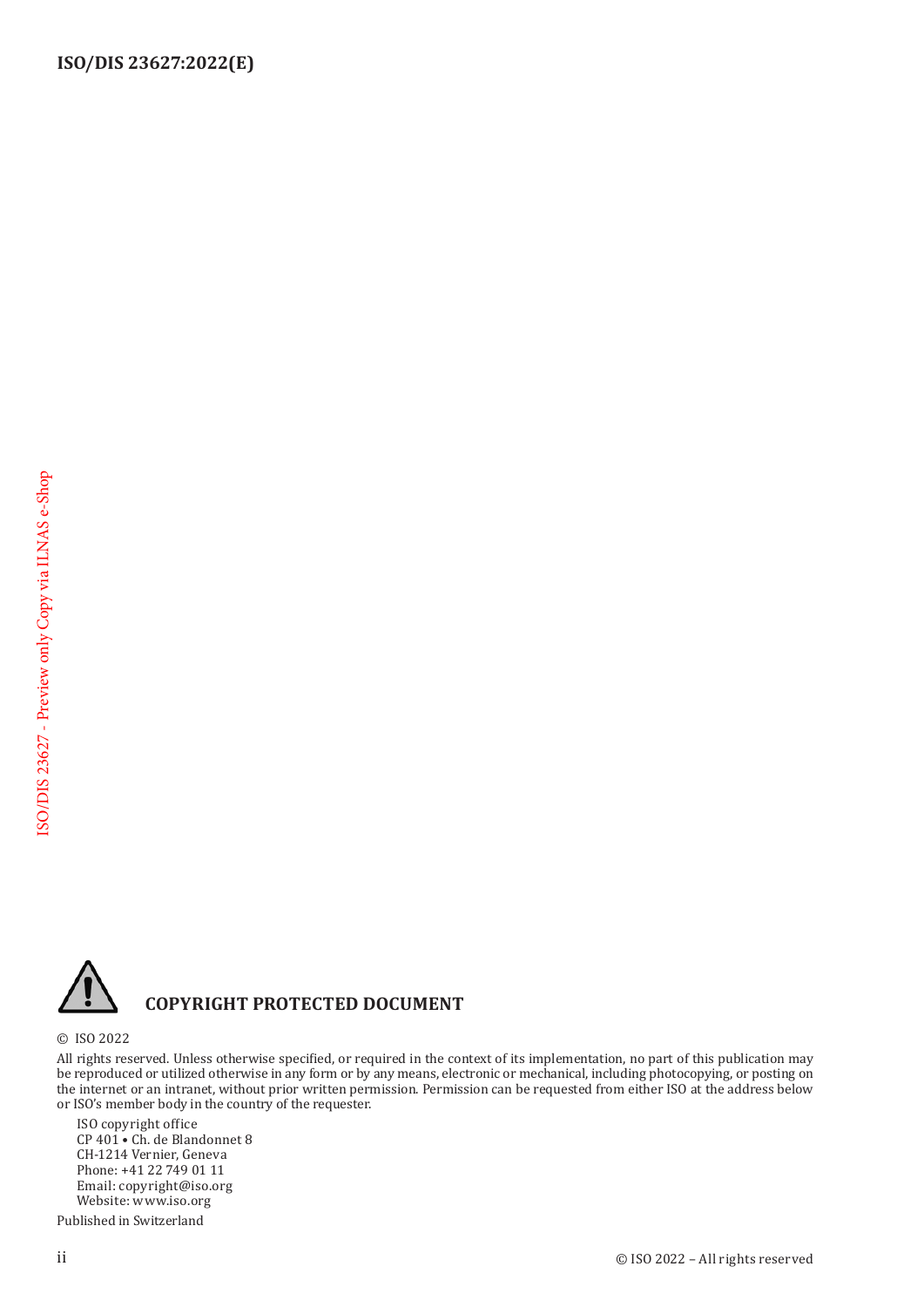**COPYRIGHT PROTECTED DOCUMENT**

© ISO 2022

All rights reserved. Unless otherwise specified, or required in the context of its implementation, no part of this publication may be reproduced or utilized otherwise in any form or by any means, electronic or mechanical, including photocopying, or posting on the internet or an intranet, without prior written permission. Permission can be requested from either ISO at the address below or ISO's member body in the country of the requester.

ISO copyright office
CP 401 • Ch. de Blandonnet 8
CH-1214 Vernier, Geneva
Phone: +41 22 749 01 11
Email: copyright@iso.org
Website: www.iso.org

Published in Switzerland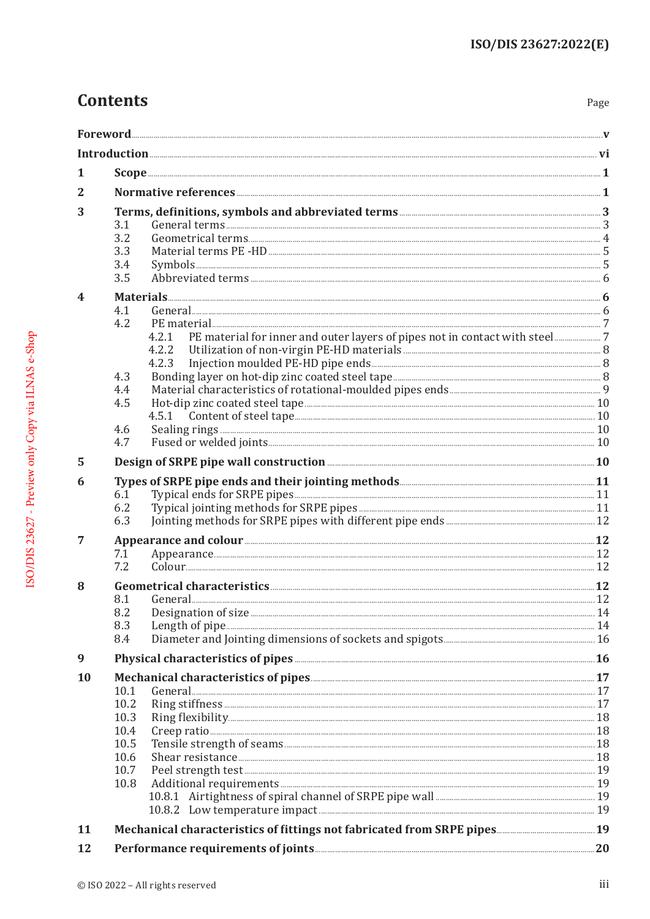# Contents

Page

| | | |
|---|---|---|
| **Foreword** | | **v** |
| **Introduction** | | **vi** |
| **1** | **Scope** | **1** |
| **2** | **Normative references** | **1** |
| **3** | **Terms, definitions, symbols and abbreviated terms** | **3** |
| 3.1 | General terms | 3 |
| 3.2 | Geometrical terms | 4 |
| 3.3 | Material terms PE -HD | 5 |
| 3.4 | Symbols | 5 |
| 3.5 | Abbreviated terms | 6 |
| **4** | **Materials** | **6** |
| 4.1 | General | 6 |
| 4.2 | PE material | 7 |
| 4.2.1 | PE material for inner and outer layers of pipes not in contact with steel | 7 |
| 4.2.2 | Utilization of non-virgin PE-HD materials | 8 |
| 4.2.3 | Injection moulded PE-HD pipe ends | 8 |
| 4.3 | Bonding layer on hot-dip zinc coated steel tape | 8 |
| 4.4 | Material characteristics of rotational-moulded pipes ends | 9 |
| 4.5 | Hot-dip zinc coated steel tape | 10 |
| 4.5.1 | Content of steel tape | 10 |
| 4.6 | Sealing rings | 10 |
| 4.7 | Fused or welded joints | 10 |
| **5** | **Design of SRPE pipe wall construction** | **10** |
| **6** | **Types of SRPE pipe ends and their jointing methods** | **11** |
| 6.1 | Typical ends for SRPE pipes | 11 |
| 6.2 | Typical jointing methods for SRPE pipes | 11 |
| 6.3 | Jointing methods for SRPE pipes with different pipe ends | 12 |
| **7** | **Appearance and colour** | **12** |
| 7.1 | Appearance | 12 |
| 7.2 | Colour | 12 |
| **8** | **Geometrical characteristics** | **12** |
| 8.1 | General | 12 |
| 8.2 | Designation of size | 14 |
| 8.3 | Length of pipe | 14 |
| 8.4 | Diameter and Jointing dimensions of sockets and spigots | 16 |
| **9** | **Physical characteristics of pipes** | **16** |
| **10** | **Mechanical characteristics of pipes** | **17** |
| 10.1 | General | 17 |
| 10.2 | Ring stiffness | 17 |
| 10.3 | Ring flexibility | 18 |
| 10.4 | Creep ratio | 18 |
| 10.5 | Tensile strength of seams | 18 |
| 10.6 | Shear resistance | 18 |
| 10.7 | Peel strength test | 19 |
| 10.8 | Additional requirements | 19 |
| 10.8.1 | Airtightness of spiral channel of SRPE pipe wall | 19 |
| 10.8.2 | Low temperature impact | 19 |
| **11** | **Mechanical characteristics of fittings not fabricated from SRPE pipes** | **19** |
| **12** | **Performance requirements of joints** | **20** |